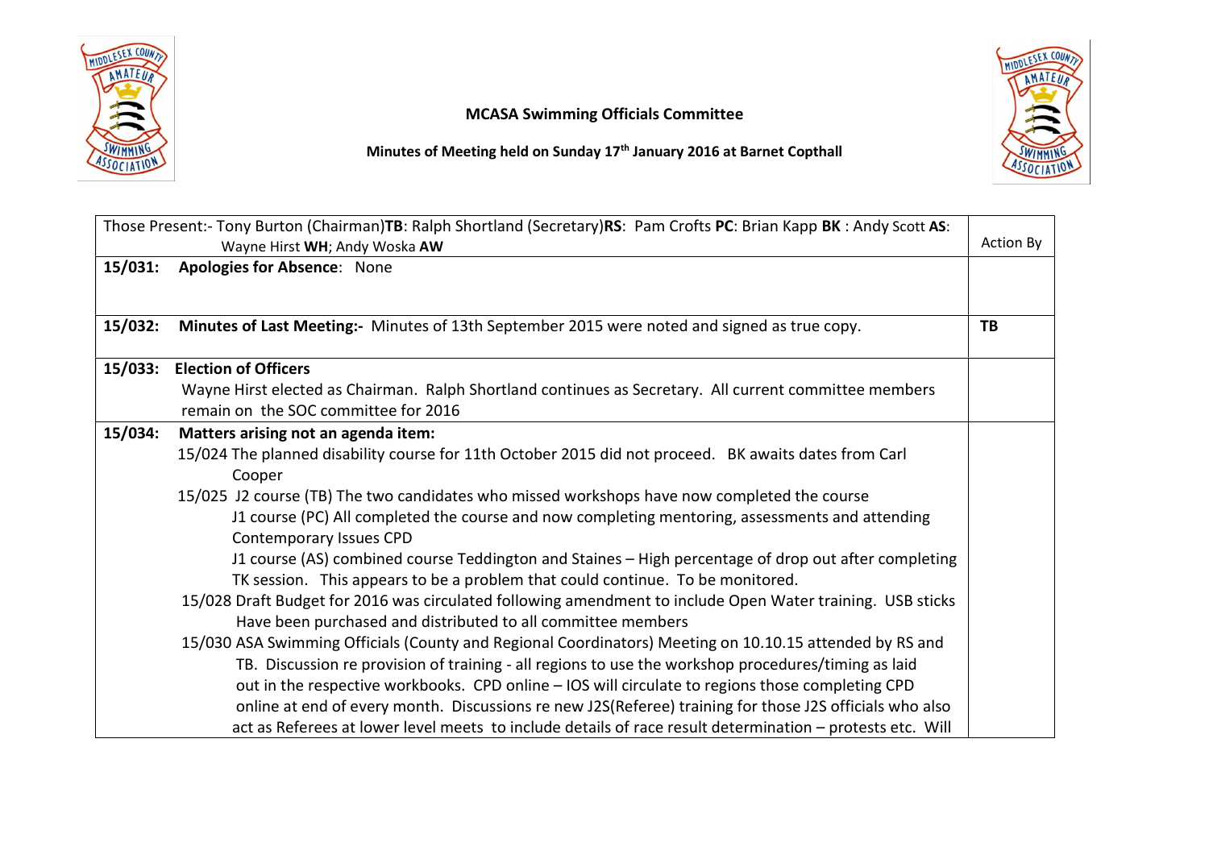**MCASA Swimming Officials Committee**

**Minutes of Meeting held on Sunday 17th January 2016 at Barnet Copthall**

| Those Present:- Tony Burton (Chairman)**TB**: Ralph Shortland (Secretary)**RS**: Pam Crofts **PC**: Brian Kapp **BK** : Andy Scott **AS**: Wayne Hirst **WH**; Andy Woska **AW** | Action By |
|---|---|
| **15/031: Apologies for Absence**: None | |
| **15/032: Minutes of Last Meeting:-** Minutes of 13th September 2015 were noted and signed as true copy. | **TB** |
| **15/033: Election of Officers**<br>Wayne Hirst elected as Chairman. Ralph Shortland continues as Secretary. All current committee members remain on the SOC committee for 2016 | |
| **15/034: Matters arising not an agenda item:**<br>15/024 The planned disability course for 11th October 2015 did not proceed. BK awaits dates from Carl Cooper<br>15/025 J2 course (TB) The two candidates who missed workshops have now completed the course<br>J1 course (PC) All completed the course and now completing mentoring, assessments and attending Contemporary Issues CPD<br>J1 course (AS) combined course Teddington and Staines – High percentage of drop out after completing TK session. This appears to be a problem that could continue. To be monitored.<br>15/028 Draft Budget for 2016 was circulated following amendment to include Open Water training. USB sticks Have been purchased and distributed to all committee members<br>15/030 ASA Swimming Officials (County and Regional Coordinators) Meeting on 10.10.15 attended by RS and TB. Discussion re provision of training - all regions to use the workshop procedures/timing as laid out in the respective workbooks. CPD online – IOS will circulate to regions those completing CPD online at end of every month. Discussions re new J2S(Referee) training for those J2S officials who also act as Referees at lower level meets to include details of race result determination – protests etc. Will | |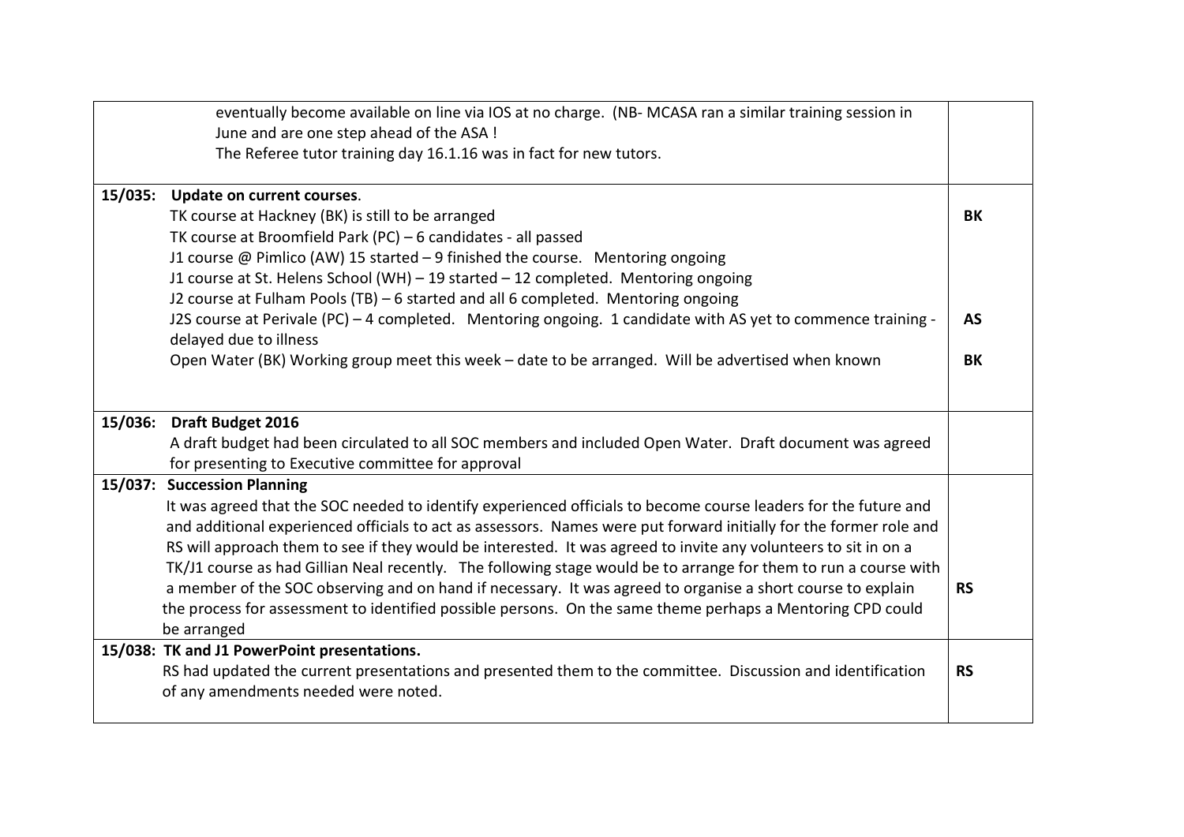| | |
|---|---|
| eventually become available on line via IOS at no charge. (NB- MCASA ran a similar training session in June and are one step ahead of the ASA !<br>The Referee tutor training day 16.1.16 was in fact for new tutors. | |
| **15/035: Update on current courses**.<br>TK course at Hackney (BK) is still to be arranged<br>TK course at Broomfield Park (PC) – 6 candidates - all passed<br>J1 course @ Pimlico (AW) 15 started – 9 finished the course. Mentoring ongoing<br>J1 course at St. Helens School (WH) – 19 started – 12 completed. Mentoring ongoing<br>J2 course at Fulham Pools (TB) – 6 started and all 6 completed. Mentoring ongoing<br>J2S course at Perivale (PC) – 4 completed. Mentoring ongoing. 1 candidate with AS yet to commence training - delayed due to illness<br>Open Water (BK) Working group meet this week – date to be arranged. Will be advertised when known | **BK**<br><br><br><br><br>**AS**<br><br>**BK** |
| **15/036: Draft Budget 2016**<br>A draft budget had been circulated to all SOC members and included Open Water. Draft document was agreed for presenting to Executive committee for approval | |
| **15/037: Succession Planning**<br>It was agreed that the SOC needed to identify experienced officials to become course leaders for the future and and additional experienced officials to act as assessors. Names were put forward initially for the former role and RS will approach them to see if they would be interested. It was agreed to invite any volunteers to sit in on a TK/J1 course as had Gillian Neal recently. The following stage would be to arrange for them to run a course with a member of the SOC observing and on hand if necessary. It was agreed to organise a short course to explain the process for assessment to identified possible persons. On the same theme perhaps a Mentoring CPD could be arranged | **RS** |
| **15/038: TK and J1 PowerPoint presentations.**<br>RS had updated the current presentations and presented them to the committee. Discussion and identification of any amendments needed were noted. | **RS** |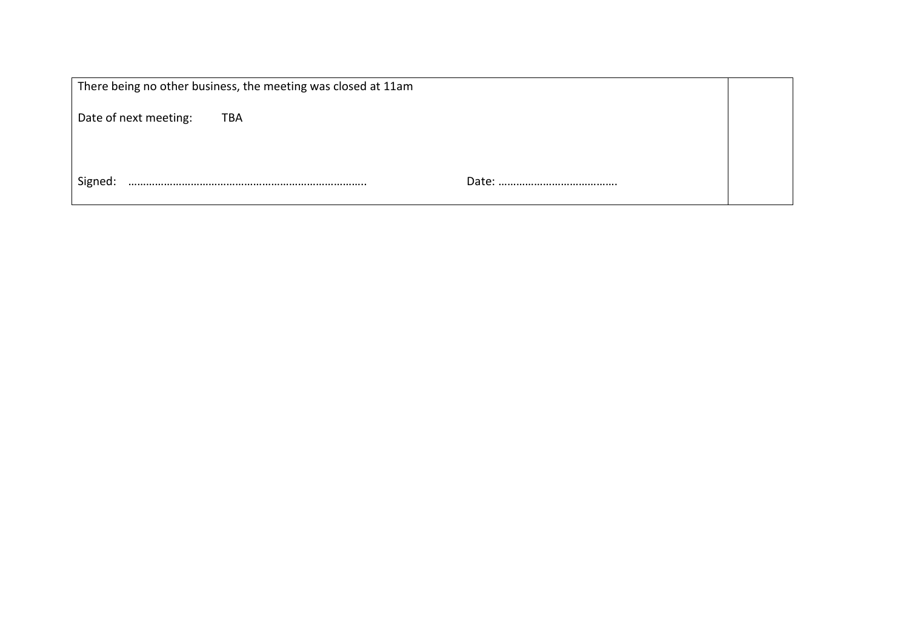| | |
|---|---|
| There being no other business, the meeting was closed at 11am<br><br>Date of next meeting: TBA<br><br><br>Signed: ……………………………………………………………………….. Date: …………………………………. | |